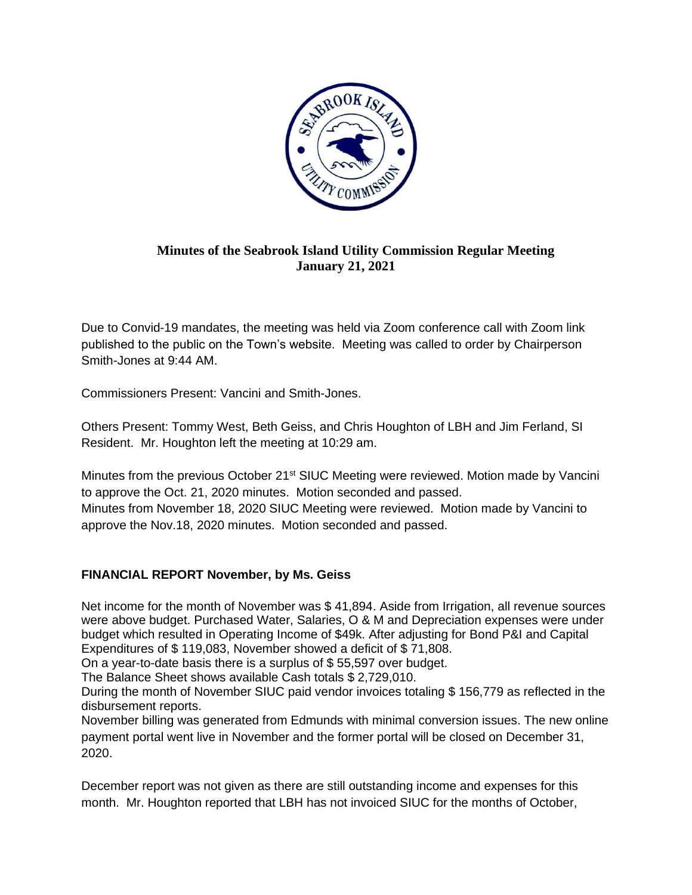## Minutes of the Seabrook Island Utility Commission Regular Meeting
## January 21, 2021

Due to Convid-19 mandates, the meeting was held via Zoom conference call with Zoom link published to the public on the Town's website. Meeting was called to order by Chairperson Smith-Jones at 9:44 AM.

Commissioners Present: Vancini and Smith-Jones.

Others Present: Tommy West, Beth Geiss, and Chris Houghton of LBH and Jim Ferland, SI Resident. Mr. Houghton left the meeting at 10:29 am.

Minutes from the previous October 21st SIUC Meeting were reviewed. Motion made by Vancini to approve the Oct. 21, 2020 minutes. Motion seconded and passed.
Minutes from November 18, 2020 SIUC Meeting were reviewed. Motion made by Vancini to approve the Nov.18, 2020 minutes. Motion seconded and passed.

### FINANCIAL REPORT November, by Ms. Geiss

Net income for the month of November was $ 41,894. Aside from Irrigation, all revenue sources were above budget. Purchased Water, Salaries, O & M and Depreciation expenses were under budget which resulted in Operating Income of $49k. After adjusting for Bond P&I and Capital Expenditures of $ 119,083, November showed a deficit of $ 71,808.
On a year-to-date basis there is a surplus of $ 55,597 over budget.
The Balance Sheet shows available Cash totals $ 2,729,010.
During the month of November SIUC paid vendor invoices totaling $ 156,779 as reflected in the disbursement reports.
November billing was generated from Edmunds with minimal conversion issues. The new online payment portal went live in November and the former portal will be closed on December 31, 2020.

December report was not given as there are still outstanding income and expenses for this month. Mr. Houghton reported that LBH has not invoiced SIUC for the months of October,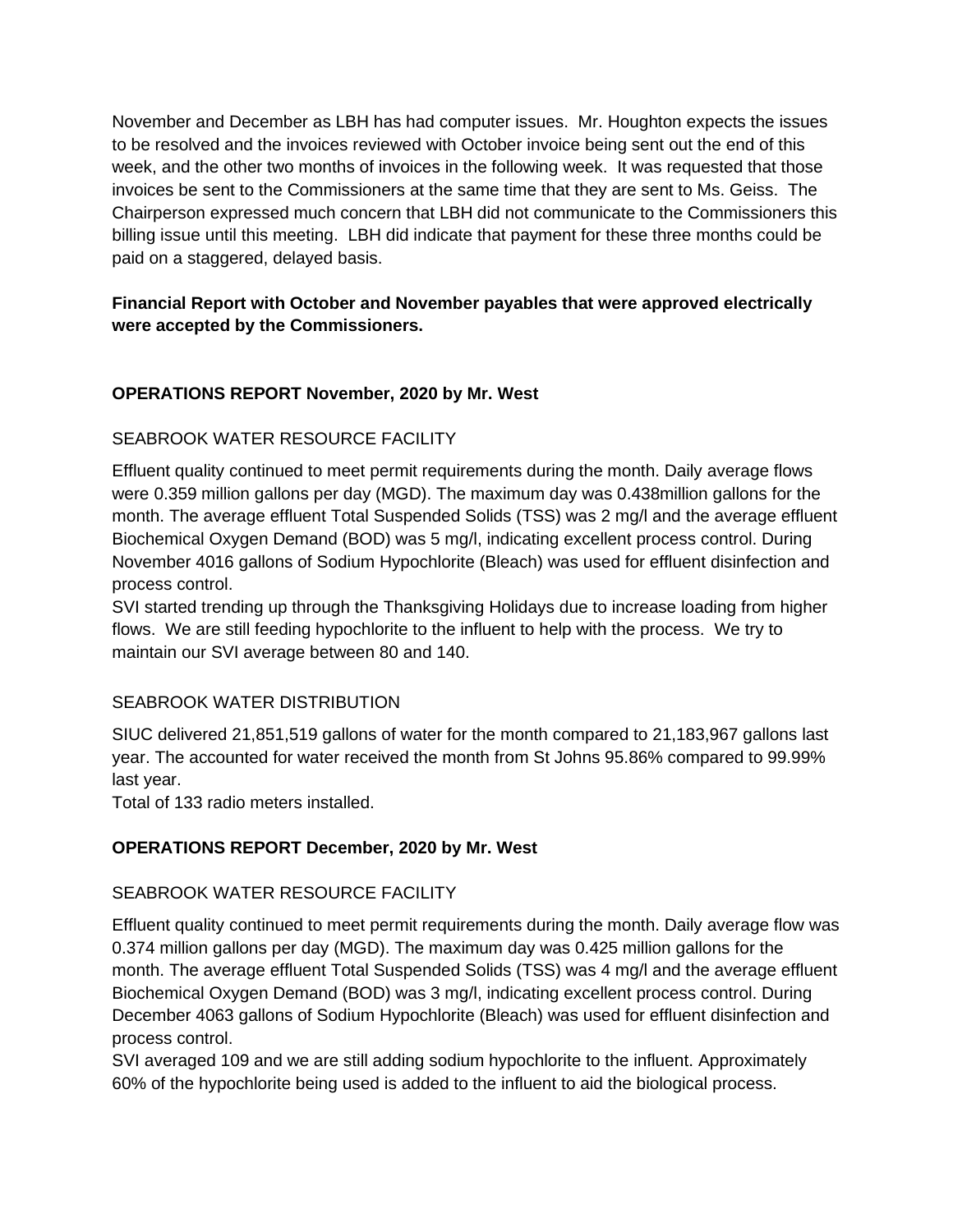November and December as LBH has had computer issues. Mr. Houghton expects the issues to be resolved and the invoices reviewed with October invoice being sent out the end of this week, and the other two months of invoices in the following week. It was requested that those invoices be sent to the Commissioners at the same time that they are sent to Ms. Geiss. The Chairperson expressed much concern that LBH did not communicate to the Commissioners this billing issue until this meeting. LBH did indicate that payment for these three months could be paid on a staggered, delayed basis.

**Financial Report with October and November payables that were approved electrically were accepted by the Commissioners.**

**OPERATIONS REPORT November, 2020 by Mr. West**

SEABROOK WATER RESOURCE FACILITY

Effluent quality continued to meet permit requirements during the month. Daily average flows were 0.359 million gallons per day (MGD). The maximum day was 0.438million gallons for the month. The average effluent Total Suspended Solids (TSS) was 2 mg/l and the average effluent Biochemical Oxygen Demand (BOD) was 5 mg/l, indicating excellent process control. During November 4016 gallons of Sodium Hypochlorite (Bleach) was used for effluent disinfection and process control.
SVI started trending up through the Thanksgiving Holidays due to increase loading from higher flows. We are still feeding hypochlorite to the influent to help with the process. We try to maintain our SVI average between 80 and 140.

SEABROOK WATER DISTRIBUTION

SIUC delivered 21,851,519 gallons of water for the month compared to 21,183,967 gallons last year. The accounted for water received the month from St Johns 95.86% compared to 99.99% last year.
Total of 133 radio meters installed.

**OPERATIONS REPORT December, 2020 by Mr. West**

SEABROOK WATER RESOURCE FACILITY

Effluent quality continued to meet permit requirements during the month. Daily average flow was 0.374 million gallons per day (MGD). The maximum day was 0.425 million gallons for the month. The average effluent Total Suspended Solids (TSS) was 4 mg/l and the average effluent Biochemical Oxygen Demand (BOD) was 3 mg/l, indicating excellent process control. During December 4063 gallons of Sodium Hypochlorite (Bleach) was used for effluent disinfection and process control.
SVI averaged 109 and we are still adding sodium hypochlorite to the influent. Approximately 60% of the hypochlorite being used is added to the influent to aid the biological process.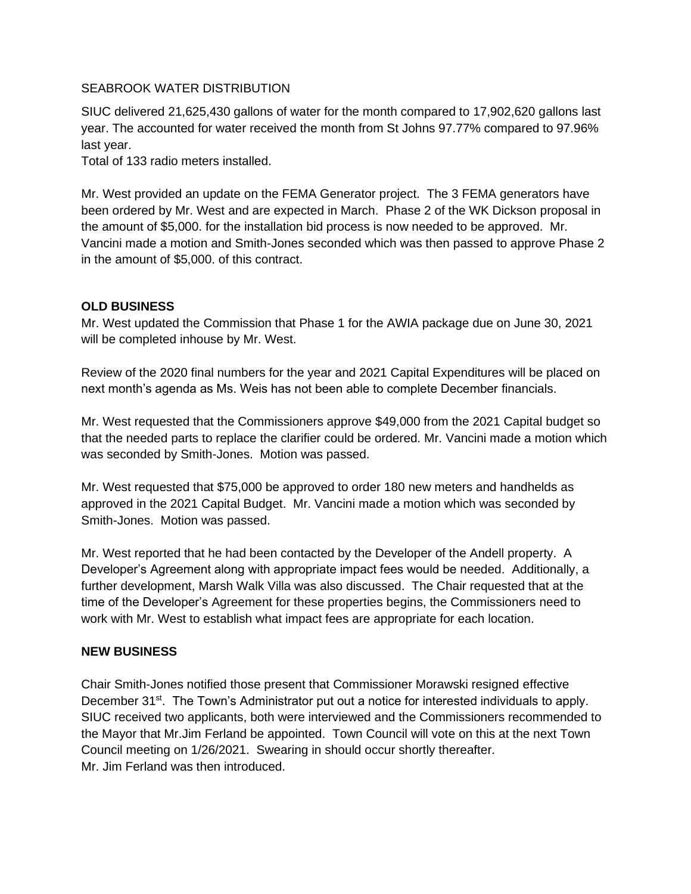SEABROOK WATER DISTRIBUTION

SIUC delivered 21,625,430 gallons of water for the month compared to 17,902,620 gallons last year. The accounted for water received the month from St Johns 97.77% compared to 97.96% last year.
Total of 133 radio meters installed.

Mr. West provided an update on the FEMA Generator project. The 3 FEMA generators have been ordered by Mr. West and are expected in March. Phase 2 of the WK Dickson proposal in the amount of $5,000. for the installation bid process is now needed to be approved. Mr. Vancini made a motion and Smith-Jones seconded which was then passed to approve Phase 2 in the amount of $5,000. of this contract.

**OLD BUSINESS**

Mr. West updated the Commission that Phase 1 for the AWIA package due on June 30, 2021 will be completed inhouse by Mr. West.

Review of the 2020 final numbers for the year and 2021 Capital Expenditures will be placed on next month's agenda as Ms. Weis has not been able to complete December financials.

Mr. West requested that the Commissioners approve $49,000 from the 2021 Capital budget so that the needed parts to replace the clarifier could be ordered. Mr. Vancini made a motion which was seconded by Smith-Jones. Motion was passed.

Mr. West requested that $75,000 be approved to order 180 new meters and handhelds as approved in the 2021 Capital Budget. Mr. Vancini made a motion which was seconded by Smith-Jones. Motion was passed.

Mr. West reported that he had been contacted by the Developer of the Andell property. A Developer's Agreement along with appropriate impact fees would be needed. Additionally, a further development, Marsh Walk Villa was also discussed. The Chair requested that at the time of the Developer's Agreement for these properties begins, the Commissioners need to work with Mr. West to establish what impact fees are appropriate for each location.

**NEW BUSINESS**

Chair Smith-Jones notified those present that Commissioner Morawski resigned effective December 31st. The Town's Administrator put out a notice for interested individuals to apply. SIUC received two applicants, both were interviewed and the Commissioners recommended to the Mayor that Mr.Jim Ferland be appointed. Town Council will vote on this at the next Town Council meeting on 1/26/2021. Swearing in should occur shortly thereafter.
Mr. Jim Ferland was then introduced.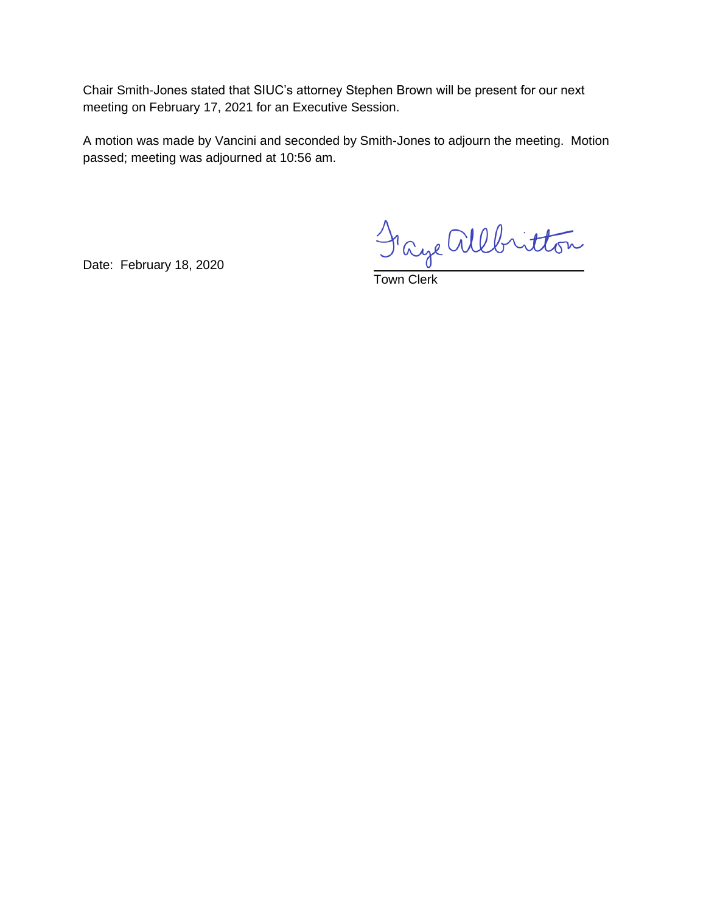Chair Smith-Jones stated that SIUC's attorney Stephen Brown will be present for our next meeting on February 17, 2021 for an Executive Session.

A motion was made by Vancini and seconded by Smith-Jones to adjourn the meeting. Motion passed; meeting was adjourned at 10:56 am.

Date: February 18, 2020

Faye Allbritton

Town Clerk